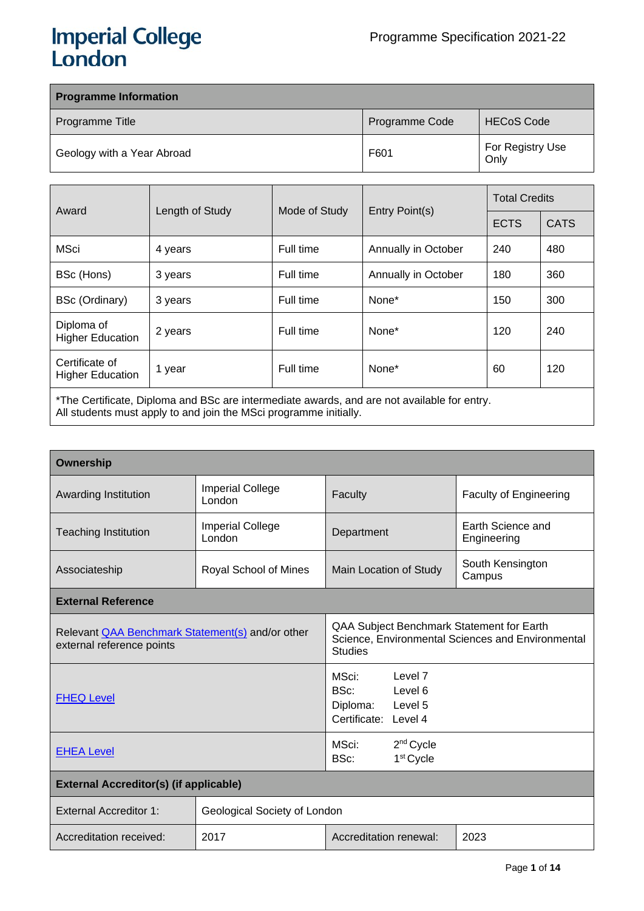Imperial College London

Programme Specification 2021-22

| Programme Information | | |
|---|---|---|
| Programme Title | Programme Code | HECoS Code |
| Geology with a Year Abroad | F601 | For Registry Use Only |

| Award | Length of Study | Mode of Study | Entry Point(s) | Total Credits | |
|---|---|---|---|---|---|
| | | | | ECTS | CATS |
| MSci | 4 years | Full time | Annually in October | 240 | 480 |
| BSc (Hons) | 3 years | Full time | Annually in October | 180 | 360 |
| BSc (Ordinary) | 3 years | Full time | None* | 150 | 300 |
| Diploma of Higher Education | 2 years | Full time | None* | 120 | 240 |
| Certificate of Higher Education | 1 year | Full time | None* | 60 | 120 |

*The Certificate, Diploma and BSc are intermediate awards, and are not available for entry. All students must apply to and join the MSci programme initially.

| Ownership | | | |
|---|---|---|---|
| Awarding Institution | Imperial College London | Faculty | Faculty of Engineering |
| Teaching Institution | Imperial College London | Department | Earth Science and Engineering |
| Associateship | Royal School of Mines | Main Location of Study | South Kensington Campus |
| **External Reference** | | | |
| Relevant QAA Benchmark Statement(s) and/or other external reference points | | QAA Subject Benchmark Statement for Earth Science, Environmental Sciences and Environmental Studies | |
| FHEQ Level | | MSci: Level 7<br>BSc: Level 6<br>Diploma: Level 5<br>Certificate: Level 4 | |
| EHEA Level | | MSci: 2nd Cycle<br>BSc: 1st Cycle | |
| **External Accreditor(s) (if applicable)** | | | |
| External Accreditor 1: | Geological Society of London | | |
| Accreditation received: | 2017 | Accreditation renewal: | 2023 |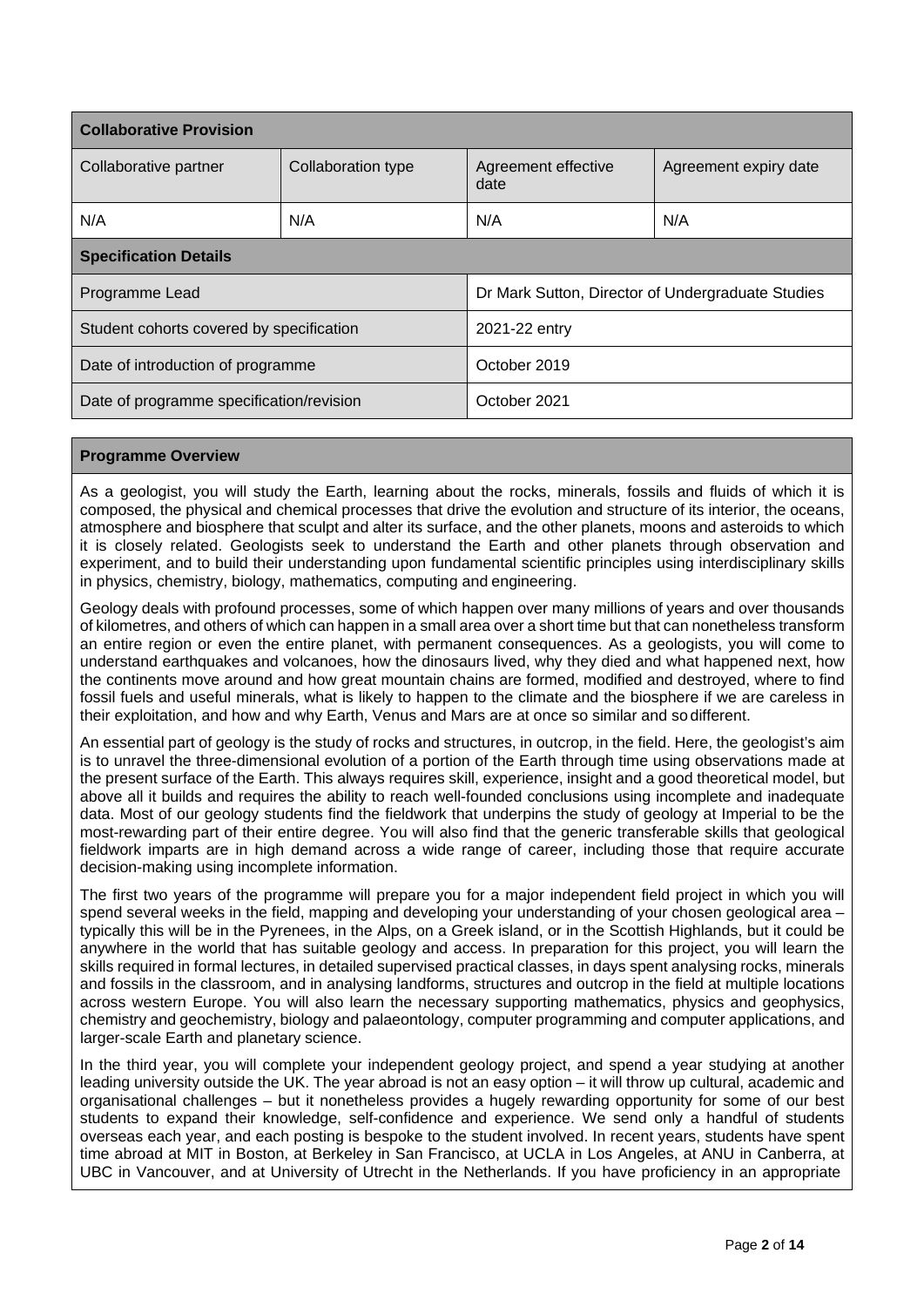| Collaborative Provision | | | |
|---|---|---|---|
| Collaborative partner | Collaboration type | Agreement effective date | Agreement expiry date |
| N/A | N/A | N/A | N/A |

| Specification Details | |
|---|---|
| Programme Lead | Dr Mark Sutton, Director of Undergraduate Studies |
| Student cohorts covered by specification | 2021-22 entry |
| Date of introduction of programme | October 2019 |
| Date of programme specification/revision | October 2021 |

## Programme Overview

As a geologist, you will study the Earth, learning about the rocks, minerals, fossils and fluids of which it is composed, the physical and chemical processes that drive the evolution and structure of its interior, the oceans, atmosphere and biosphere that sculpt and alter its surface, and the other planets, moons and asteroids to which it is closely related. Geologists seek to understand the Earth and other planets through observation and experiment, and to build their understanding upon fundamental scientific principles using interdisciplinary skills in physics, chemistry, biology, mathematics, computing and engineering.

Geology deals with profound processes, some of which happen over many millions of years and over thousands of kilometres, and others of which can happen in a small area over a short time but that can nonetheless transform an entire region or even the entire planet, with permanent consequences. As a geologists, you will come to understand earthquakes and volcanoes, how the dinosaurs lived, why they died and what happened next, how the continents move around and how great mountain chains are formed, modified and destroyed, where to find fossil fuels and useful minerals, what is likely to happen to the climate and the biosphere if we are careless in their exploitation, and how and why Earth, Venus and Mars are at once so similar and so different.

An essential part of geology is the study of rocks and structures, in outcrop, in the field. Here, the geologist's aim is to unravel the three-dimensional evolution of a portion of the Earth through time using observations made at the present surface of the Earth. This always requires skill, experience, insight and a good theoretical model, but above all it builds and requires the ability to reach well-founded conclusions using incomplete and inadequate data. Most of our geology students find the fieldwork that underpins the study of geology at Imperial to be the most-rewarding part of their entire degree. You will also find that the generic transferable skills that geological fieldwork imparts are in high demand across a wide range of career, including those that require accurate decision-making using incomplete information.

The first two years of the programme will prepare you for a major independent field project in which you will spend several weeks in the field, mapping and developing your understanding of your chosen geological area – typically this will be in the Pyrenees, in the Alps, on a Greek island, or in the Scottish Highlands, but it could be anywhere in the world that has suitable geology and access. In preparation for this project, you will learn the skills required in formal lectures, in detailed supervised practical classes, in days spent analysing rocks, minerals and fossils in the classroom, and in analysing landforms, structures and outcrop in the field at multiple locations across western Europe. You will also learn the necessary supporting mathematics, physics and geophysics, chemistry and geochemistry, biology and palaeontology, computer programming and computer applications, and larger-scale Earth and planetary science.

In the third year, you will complete your independent geology project, and spend a year studying at another leading university outside the UK. The year abroad is not an easy option – it will throw up cultural, academic and organisational challenges – but it nonetheless provides a hugely rewarding opportunity for some of our best students to expand their knowledge, self-confidence and experience. We send only a handful of students overseas each year, and each posting is bespoke to the student involved. In recent years, students have spent time abroad at MIT in Boston, at Berkeley in San Francisco, at UCLA in Los Angeles, at ANU in Canberra, at UBC in Vancouver, and at University of Utrecht in the Netherlands. If you have proficiency in an appropriate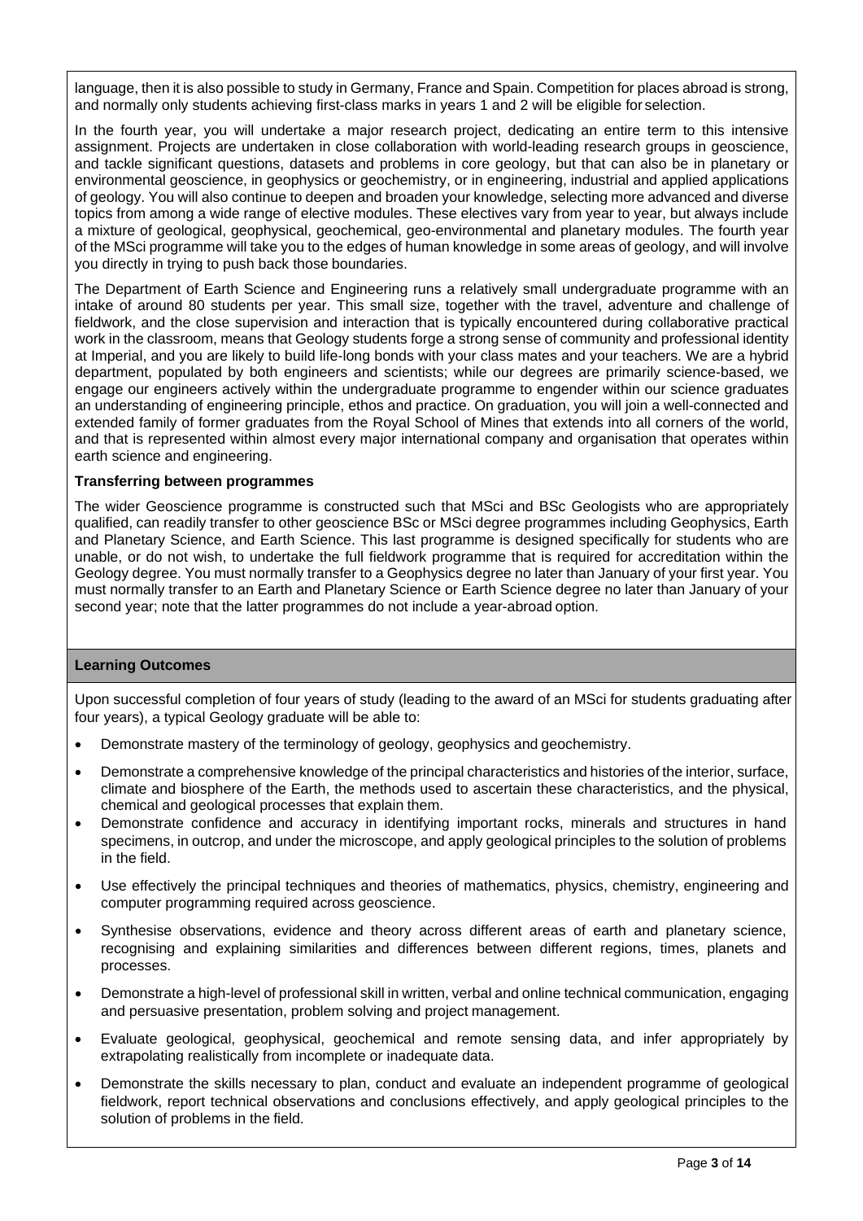language, then it is also possible to study in Germany, France and Spain. Competition for places abroad is strong, and normally only students achieving first-class marks in years 1 and 2 will be eligible for selection.

In the fourth year, you will undertake a major research project, dedicating an entire term to this intensive assignment. Projects are undertaken in close collaboration with world-leading research groups in geoscience, and tackle significant questions, datasets and problems in core geology, but that can also be in planetary or environmental geoscience, in geophysics or geochemistry, or in engineering, industrial and applied applications of geology. You will also continue to deepen and broaden your knowledge, selecting more advanced and diverse topics from among a wide range of elective modules. These electives vary from year to year, but always include a mixture of geological, geophysical, geochemical, geo-environmental and planetary modules. The fourth year of the MSci programme will take you to the edges of human knowledge in some areas of geology, and will involve you directly in trying to push back those boundaries.

The Department of Earth Science and Engineering runs a relatively small undergraduate programme with an intake of around 80 students per year. This small size, together with the travel, adventure and challenge of fieldwork, and the close supervision and interaction that is typically encountered during collaborative practical work in the classroom, means that Geology students forge a strong sense of community and professional identity at Imperial, and you are likely to build life-long bonds with your class mates and your teachers. We are a hybrid department, populated by both engineers and scientists; while our degrees are primarily science-based, we engage our engineers actively within the undergraduate programme to engender within our science graduates an understanding of engineering principle, ethos and practice. On graduation, you will join a well-connected and extended family of former graduates from the Royal School of Mines that extends into all corners of the world, and that is represented within almost every major international company and organisation that operates within earth science and engineering.

**Transferring between programmes**

The wider Geoscience programme is constructed such that MSci and BSc Geologists who are appropriately qualified, can readily transfer to other geoscience BSc or MSci degree programmes including Geophysics, Earth and Planetary Science, and Earth Science. This last programme is designed specifically for students who are unable, or do not wish, to undertake the full fieldwork programme that is required for accreditation within the Geology degree. You must normally transfer to a Geophysics degree no later than January of your first year. You must normally transfer to an Earth and Planetary Science or Earth Science degree no later than January of your second year; note that the latter programmes do not include a year-abroad option.

## Learning Outcomes

Upon successful completion of four years of study (leading to the award of an MSci for students graduating after four years), a typical Geology graduate will be able to:

- Demonstrate mastery of the terminology of geology, geophysics and geochemistry.
- Demonstrate a comprehensive knowledge of the principal characteristics and histories of the interior, surface, climate and biosphere of the Earth, the methods used to ascertain these characteristics, and the physical, chemical and geological processes that explain them.
- Demonstrate confidence and accuracy in identifying important rocks, minerals and structures in hand specimens, in outcrop, and under the microscope, and apply geological principles to the solution of problems in the field.
- Use effectively the principal techniques and theories of mathematics, physics, chemistry, engineering and computer programming required across geoscience.
- Synthesise observations, evidence and theory across different areas of earth and planetary science, recognising and explaining similarities and differences between different regions, times, planets and processes.
- Demonstrate a high-level of professional skill in written, verbal and online technical communication, engaging and persuasive presentation, problem solving and project management.
- Evaluate geological, geophysical, geochemical and remote sensing data, and infer appropriately by extrapolating realistically from incomplete or inadequate data.
- Demonstrate the skills necessary to plan, conduct and evaluate an independent programme of geological fieldwork, report technical observations and conclusions effectively, and apply geological principles to the solution of problems in the field.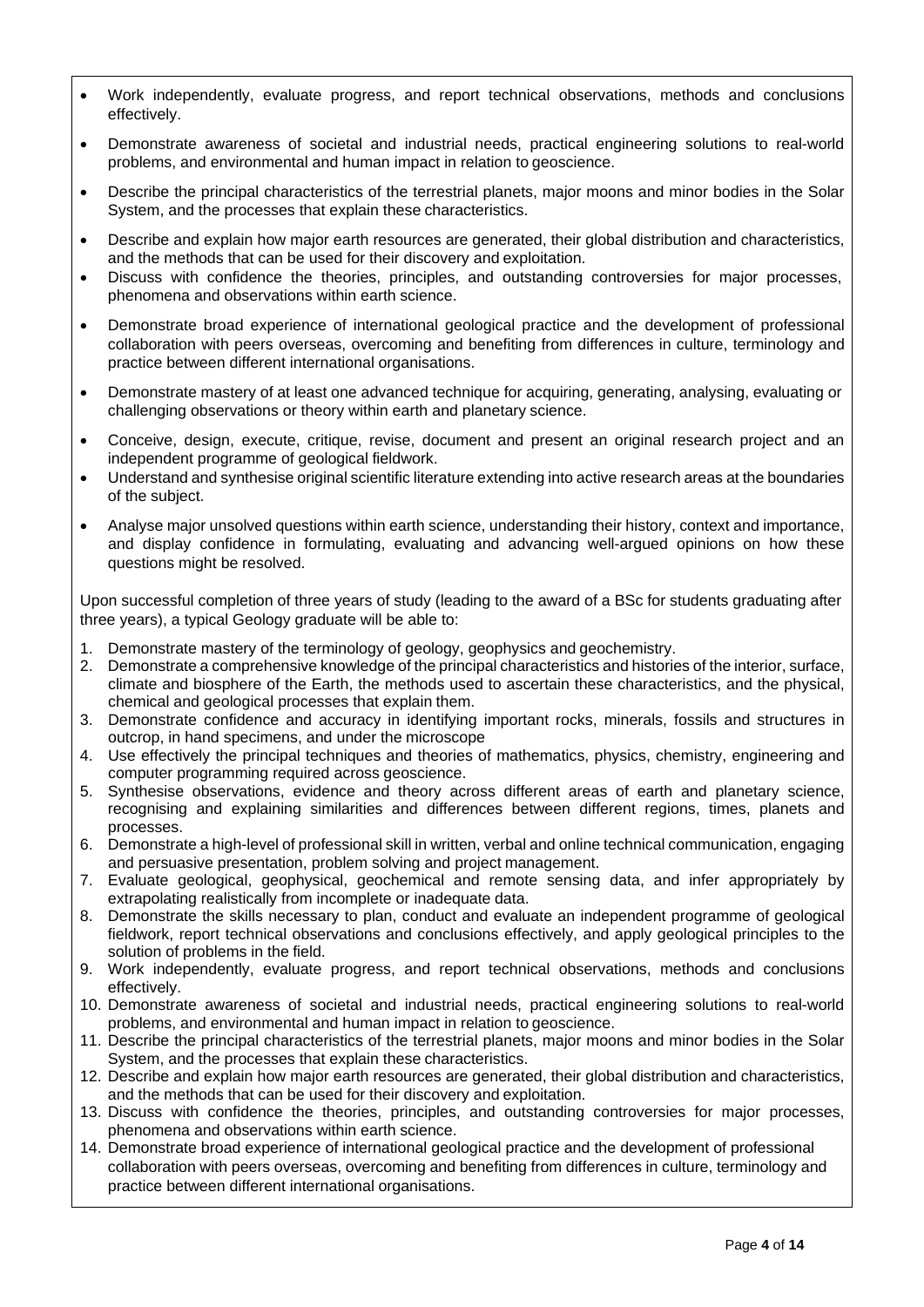- Work independently, evaluate progress, and report technical observations, methods and conclusions effectively.
- Demonstrate awareness of societal and industrial needs, practical engineering solutions to real-world problems, and environmental and human impact in relation to geoscience.
- Describe the principal characteristics of the terrestrial planets, major moons and minor bodies in the Solar System, and the processes that explain these characteristics.
- Describe and explain how major earth resources are generated, their global distribution and characteristics, and the methods that can be used for their discovery and exploitation.
- Discuss with confidence the theories, principles, and outstanding controversies for major processes, phenomena and observations within earth science.
- Demonstrate broad experience of international geological practice and the development of professional collaboration with peers overseas, overcoming and benefiting from differences in culture, terminology and practice between different international organisations.
- Demonstrate mastery of at least one advanced technique for acquiring, generating, analysing, evaluating or challenging observations or theory within earth and planetary science.
- Conceive, design, execute, critique, revise, document and present an original research project and an independent programme of geological fieldwork.
- Understand and synthesise original scientific literature extending into active research areas at the boundaries of the subject.
- Analyse major unsolved questions within earth science, understanding their history, context and importance, and display confidence in formulating, evaluating and advancing well-argued opinions on how these questions might be resolved.

Upon successful completion of three years of study (leading to the award of a BSc for students graduating after three years), a typical Geology graduate will be able to:

1. Demonstrate mastery of the terminology of geology, geophysics and geochemistry.
2. Demonstrate a comprehensive knowledge of the principal characteristics and histories of the interior, surface, climate and biosphere of the Earth, the methods used to ascertain these characteristics, and the physical, chemical and geological processes that explain them.
3. Demonstrate confidence and accuracy in identifying important rocks, minerals, fossils and structures in outcrop, in hand specimens, and under the microscope
4. Use effectively the principal techniques and theories of mathematics, physics, chemistry, engineering and computer programming required across geoscience.
5. Synthesise observations, evidence and theory across different areas of earth and planetary science, recognising and explaining similarities and differences between different regions, times, planets and processes.
6. Demonstrate a high-level of professional skill in written, verbal and online technical communication, engaging and persuasive presentation, problem solving and project management.
7. Evaluate geological, geophysical, geochemical and remote sensing data, and infer appropriately by extrapolating realistically from incomplete or inadequate data.
8. Demonstrate the skills necessary to plan, conduct and evaluate an independent programme of geological fieldwork, report technical observations and conclusions effectively, and apply geological principles to the solution of problems in the field.
9. Work independently, evaluate progress, and report technical observations, methods and conclusions effectively.
10. Demonstrate awareness of societal and industrial needs, practical engineering solutions to real-world problems, and environmental and human impact in relation to geoscience.
11. Describe the principal characteristics of the terrestrial planets, major moons and minor bodies in the Solar System, and the processes that explain these characteristics.
12. Describe and explain how major earth resources are generated, their global distribution and characteristics, and the methods that can be used for their discovery and exploitation.
13. Discuss with confidence the theories, principles, and outstanding controversies for major processes, phenomena and observations within earth science.
14. Demonstrate broad experience of international geological practice and the development of professional collaboration with peers overseas, overcoming and benefiting from differences in culture, terminology and practice between different international organisations.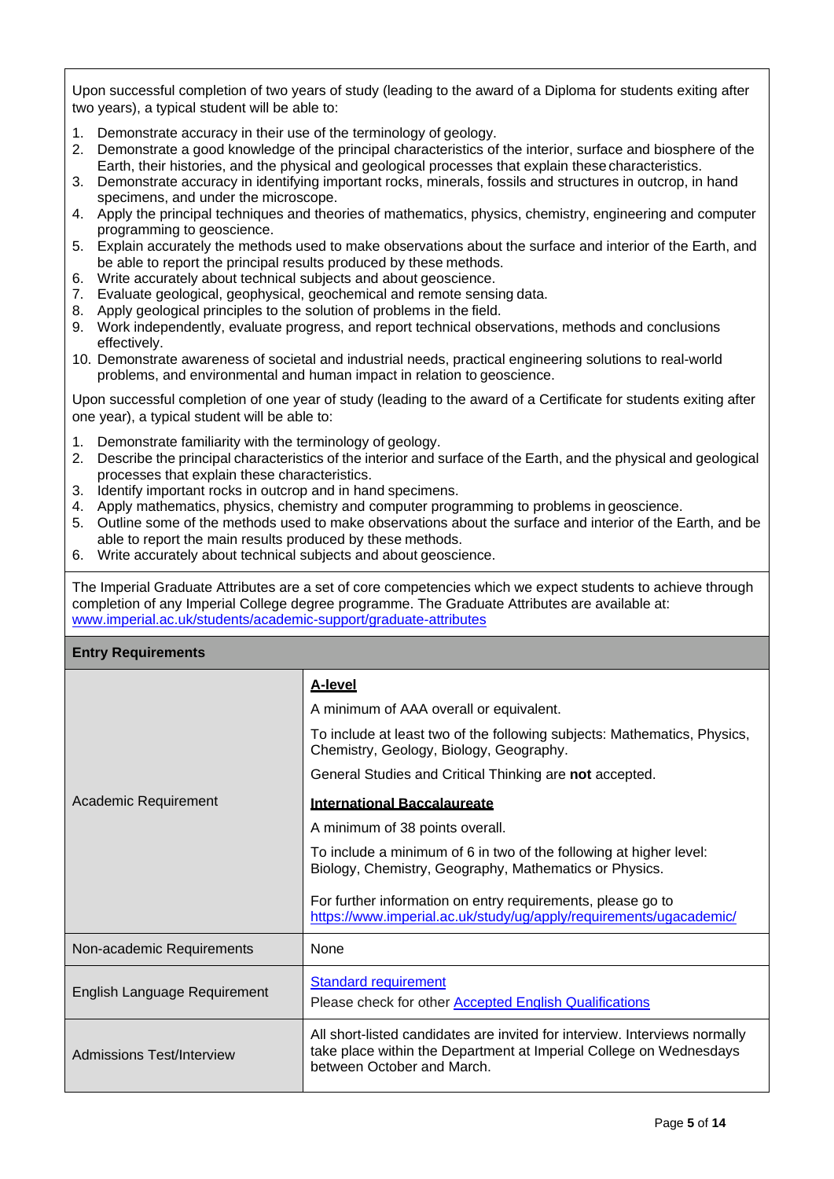Upon successful completion of two years of study (leading to the award of a Diploma for students exiting after two years), a typical student will be able to:

1. Demonstrate accuracy in their use of the terminology of geology.
2. Demonstrate a good knowledge of the principal characteristics of the interior, surface and biosphere of the Earth, their histories, and the physical and geological processes that explain these characteristics.
3. Demonstrate accuracy in identifying important rocks, minerals, fossils and structures in outcrop, in hand specimens, and under the microscope.
4. Apply the principal techniques and theories of mathematics, physics, chemistry, engineering and computer programming to geoscience.
5. Explain accurately the methods used to make observations about the surface and interior of the Earth, and be able to report the principal results produced by these methods.
6. Write accurately about technical subjects and about geoscience.
7. Evaluate geological, geophysical, geochemical and remote sensing data.
8. Apply geological principles to the solution of problems in the field.
9. Work independently, evaluate progress, and report technical observations, methods and conclusions effectively.
10. Demonstrate awareness of societal and industrial needs, practical engineering solutions to real-world problems, and environmental and human impact in relation to geoscience.

Upon successful completion of one year of study (leading to the award of a Certificate for students exiting after one year), a typical student will be able to:

1. Demonstrate familiarity with the terminology of geology.
2. Describe the principal characteristics of the interior and surface of the Earth, and the physical and geological processes that explain these characteristics.
3. Identify important rocks in outcrop and in hand specimens.
4. Apply mathematics, physics, chemistry and computer programming to problems in geoscience.
5. Outline some of the methods used to make observations about the surface and interior of the Earth, and be able to report the main results produced by these methods.
6. Write accurately about technical subjects and about geoscience.

The Imperial Graduate Attributes are a set of core competencies which we expect students to achieve through completion of any Imperial College degree programme. The Graduate Attributes are available at: www.imperial.ac.uk/students/academic-support/graduate-attributes

| **Entry Requirements** | |
|---|---|
| Academic Requirement | **A-level**<br>A minimum of AAA overall or equivalent.<br>To include at least two of the following subjects: Mathematics, Physics, Chemistry, Geology, Biology, Geography.<br>General Studies and Critical Thinking are **not** accepted.<br>**International Baccalaureate**<br>A minimum of 38 points overall.<br>To include a minimum of 6 in two of the following at higher level: Biology, Chemistry, Geography, Mathematics or Physics.<br>For further information on entry requirements, please go to https://www.imperial.ac.uk/study/ug/apply/requirements/ugacademic/ |
| Non-academic Requirements | None |
| English Language Requirement | Standard requirement<br>Please check for other Accepted English Qualifications |
| Admissions Test/Interview | All short-listed candidates are invited for interview. Interviews normally take place within the Department at Imperial College on Wednesdays between October and March. |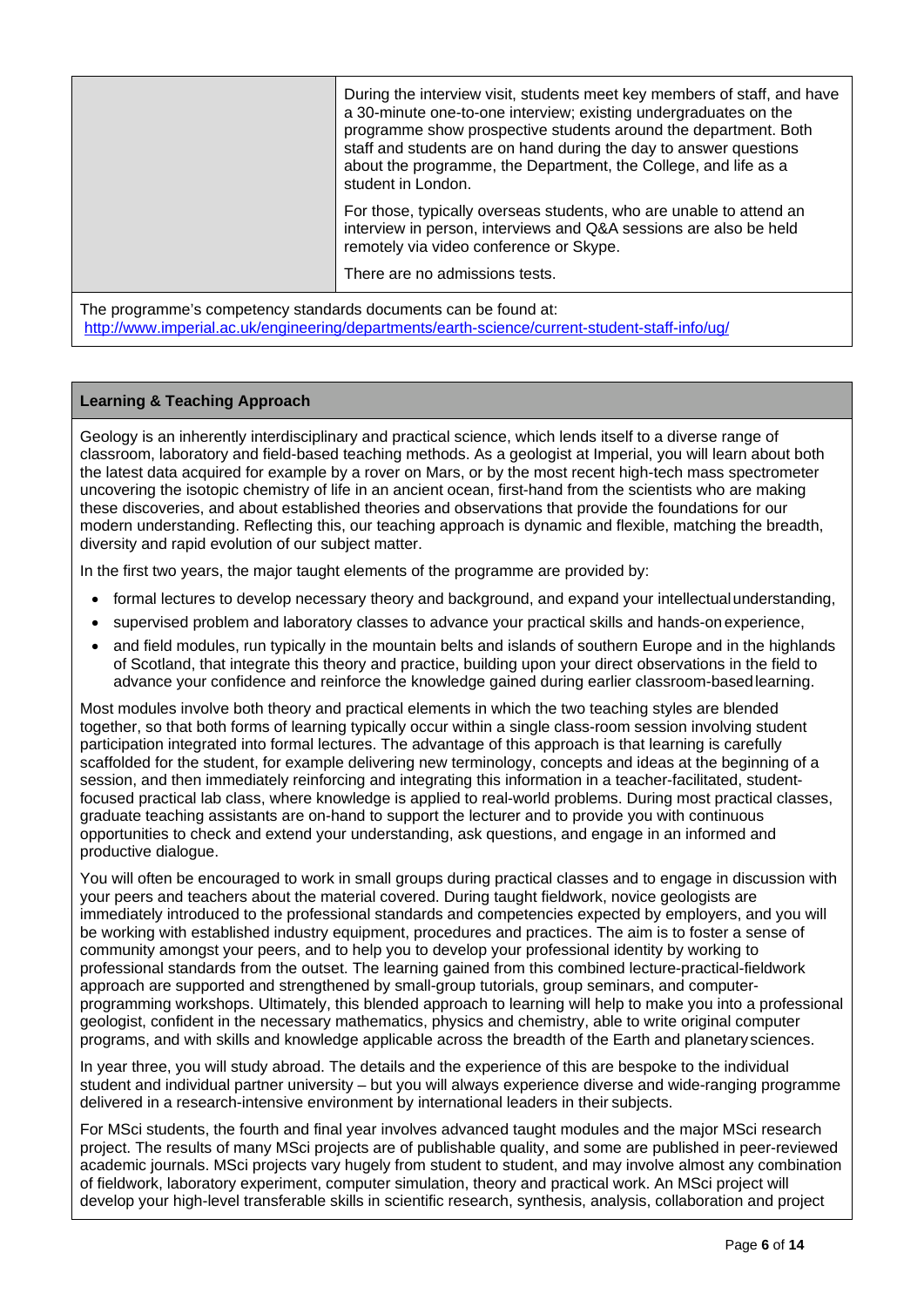| | |
|---|---|
| | During the interview visit, students meet key members of staff, and have a 30-minute one-to-one interview; existing undergraduates on the programme show prospective students around the department. Both staff and students are on hand during the day to answer questions about the programme, the Department, the College, and life as a student in London.<br><br>For those, typically overseas students, who are unable to attend an interview in person, interviews and Q&A sessions are also be held remotely via video conference or Skype.<br><br>There are no admissions tests. |

The programme's competency standards documents can be found at:
http://www.imperial.ac.uk/engineering/departments/earth-science/current-student-staff-info/ug/

## Learning & Teaching Approach

Geology is an inherently interdisciplinary and practical science, which lends itself to a diverse range of classroom, laboratory and field-based teaching methods. As a geologist at Imperial, you will learn about both the latest data acquired for example by a rover on Mars, or by the most recent high-tech mass spectrometer uncovering the isotopic chemistry of life in an ancient ocean, first-hand from the scientists who are making these discoveries, and about established theories and observations that provide the foundations for our modern understanding. Reflecting this, our teaching approach is dynamic and flexible, matching the breadth, diversity and rapid evolution of our subject matter.

In the first two years, the major taught elements of the programme are provided by:

- formal lectures to develop necessary theory and background, and expand your intellectual understanding,
- supervised problem and laboratory classes to advance your practical skills and hands-on experience,
- and field modules, run typically in the mountain belts and islands of southern Europe and in the highlands of Scotland, that integrate this theory and practice, building upon your direct observations in the field to advance your confidence and reinforce the knowledge gained during earlier classroom-based learning.

Most modules involve both theory and practical elements in which the two teaching styles are blended together, so that both forms of learning typically occur within a single class-room session involving student participation integrated into formal lectures. The advantage of this approach is that learning is carefully scaffolded for the student, for example delivering new terminology, concepts and ideas at the beginning of a session, and then immediately reinforcing and integrating this information in a teacher-facilitated, student-focused practical lab class, where knowledge is applied to real-world problems. During most practical classes, graduate teaching assistants are on-hand to support the lecturer and to provide you with continuous opportunities to check and extend your understanding, ask questions, and engage in an informed and productive dialogue.

You will often be encouraged to work in small groups during practical classes and to engage in discussion with your peers and teachers about the material covered. During taught fieldwork, novice geologists are immediately introduced to the professional standards and competencies expected by employers, and you will be working with established industry equipment, procedures and practices. The aim is to foster a sense of community amongst your peers, and to help you to develop your professional identity by working to professional standards from the outset. The learning gained from this combined lecture-practical-fieldwork approach are supported and strengthened by small-group tutorials, group seminars, and computer-programming workshops. Ultimately, this blended approach to learning will help to make you into a professional geologist, confident in the necessary mathematics, physics and chemistry, able to write original computer programs, and with skills and knowledge applicable across the breadth of the Earth and planetary sciences.

In year three, you will study abroad. The details and the experience of this are bespoke to the individual student and individual partner university – but you will always experience diverse and wide-ranging programme delivered in a research-intensive environment by international leaders in their subjects.

For MSci students, the fourth and final year involves advanced taught modules and the major MSci research project. The results of many MSci projects are of publishable quality, and some are published in peer-reviewed academic journals. MSci projects vary hugely from student to student, and may involve almost any combination of fieldwork, laboratory experiment, computer simulation, theory and practical work. An MSci project will develop your high-level transferable skills in scientific research, synthesis, analysis, collaboration and project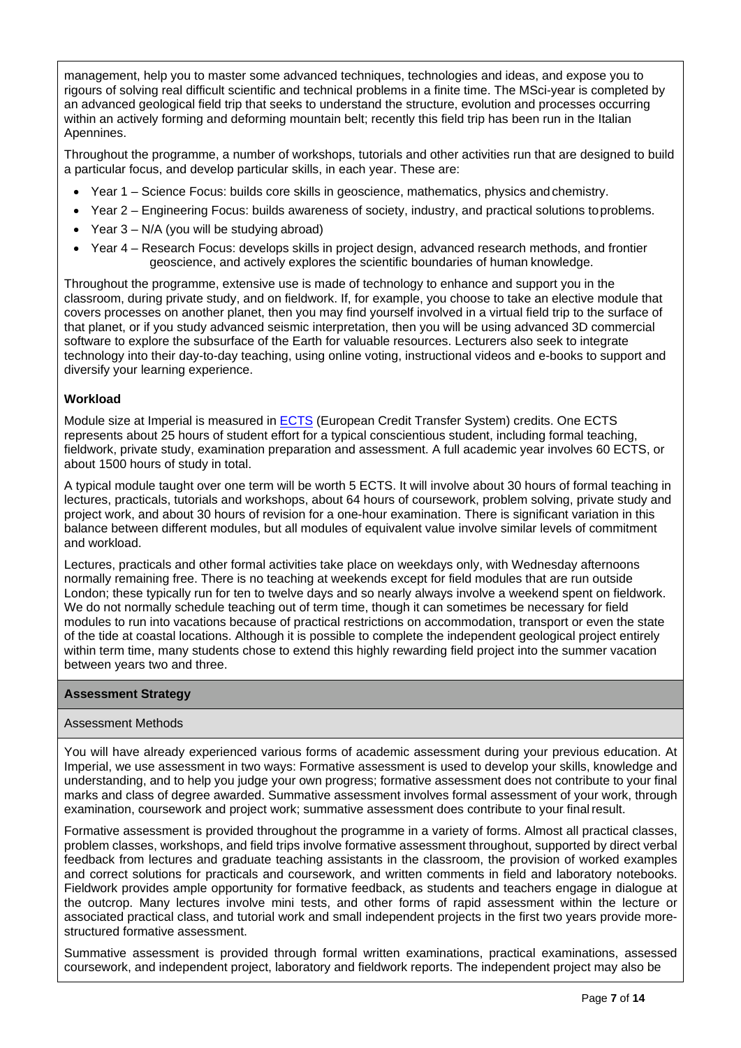management, help you to master some advanced techniques, technologies and ideas, and expose you to rigours of solving real difficult scientific and technical problems in a finite time. The MSci-year is completed by an advanced geological field trip that seeks to understand the structure, evolution and processes occurring within an actively forming and deforming mountain belt; recently this field trip has been run in the Italian Apennines.

Throughout the programme, a number of workshops, tutorials and other activities run that are designed to build a particular focus, and develop particular skills, in each year. These are:

- Year 1 – Science Focus: builds core skills in geoscience, mathematics, physics and chemistry.
- Year 2 – Engineering Focus: builds awareness of society, industry, and practical solutions to problems.
- Year 3 – N/A (you will be studying abroad)
- Year 4 – Research Focus: develops skills in project design, advanced research methods, and frontier geoscience, and actively explores the scientific boundaries of human knowledge.

Throughout the programme, extensive use is made of technology to enhance and support you in the classroom, during private study, and on fieldwork. If, for example, you choose to take an elective module that covers processes on another planet, then you may find yourself involved in a virtual field trip to the surface of that planet, or if you study advanced seismic interpretation, then you will be using advanced 3D commercial software to explore the subsurface of the Earth for valuable resources. Lecturers also seek to integrate technology into their day-to-day teaching, using online voting, instructional videos and e-books to support and diversify your learning experience.

**Workload**

Module size at Imperial is measured in ECTS (European Credit Transfer System) credits. One ECTS represents about 25 hours of student effort for a typical conscientious student, including formal teaching, fieldwork, private study, examination preparation and assessment. A full academic year involves 60 ECTS, or about 1500 hours of study in total.

A typical module taught over one term will be worth 5 ECTS. It will involve about 30 hours of formal teaching in lectures, practicals, tutorials and workshops, about 64 hours of coursework, problem solving, private study and project work, and about 30 hours of revision for a one-hour examination. There is significant variation in this balance between different modules, but all modules of equivalent value involve similar levels of commitment and workload.

Lectures, practicals and other formal activities take place on weekdays only, with Wednesday afternoons normally remaining free. There is no teaching at weekends except for field modules that are run outside London; these typically run for ten to twelve days and so nearly always involve a weekend spent on fieldwork. We do not normally schedule teaching out of term time, though it can sometimes be necessary for field modules to run into vacations because of practical restrictions on accommodation, transport or even the state of the tide at coastal locations. Although it is possible to complete the independent geological project entirely within term time, many students chose to extend this highly rewarding field project into the summer vacation between years two and three.

## Assessment Strategy

### Assessment Methods

You will have already experienced various forms of academic assessment during your previous education. At Imperial, we use assessment in two ways: Formative assessment is used to develop your skills, knowledge and understanding, and to help you judge your own progress; formative assessment does not contribute to your final marks and class of degree awarded. Summative assessment involves formal assessment of your work, through examination, coursework and project work; summative assessment does contribute to your final result.

Formative assessment is provided throughout the programme in a variety of forms. Almost all practical classes, problem classes, workshops, and field trips involve formative assessment throughout, supported by direct verbal feedback from lectures and graduate teaching assistants in the classroom, the provision of worked examples and correct solutions for practicals and coursework, and written comments in field and laboratory notebooks. Fieldwork provides ample opportunity for formative feedback, as students and teachers engage in dialogue at the outcrop. Many lectures involve mini tests, and other forms of rapid assessment within the lecture or associated practical class, and tutorial work and small independent projects in the first two years provide more-structured formative assessment.

Summative assessment is provided through formal written examinations, practical examinations, assessed coursework, and independent project, laboratory and fieldwork reports. The independent project may also be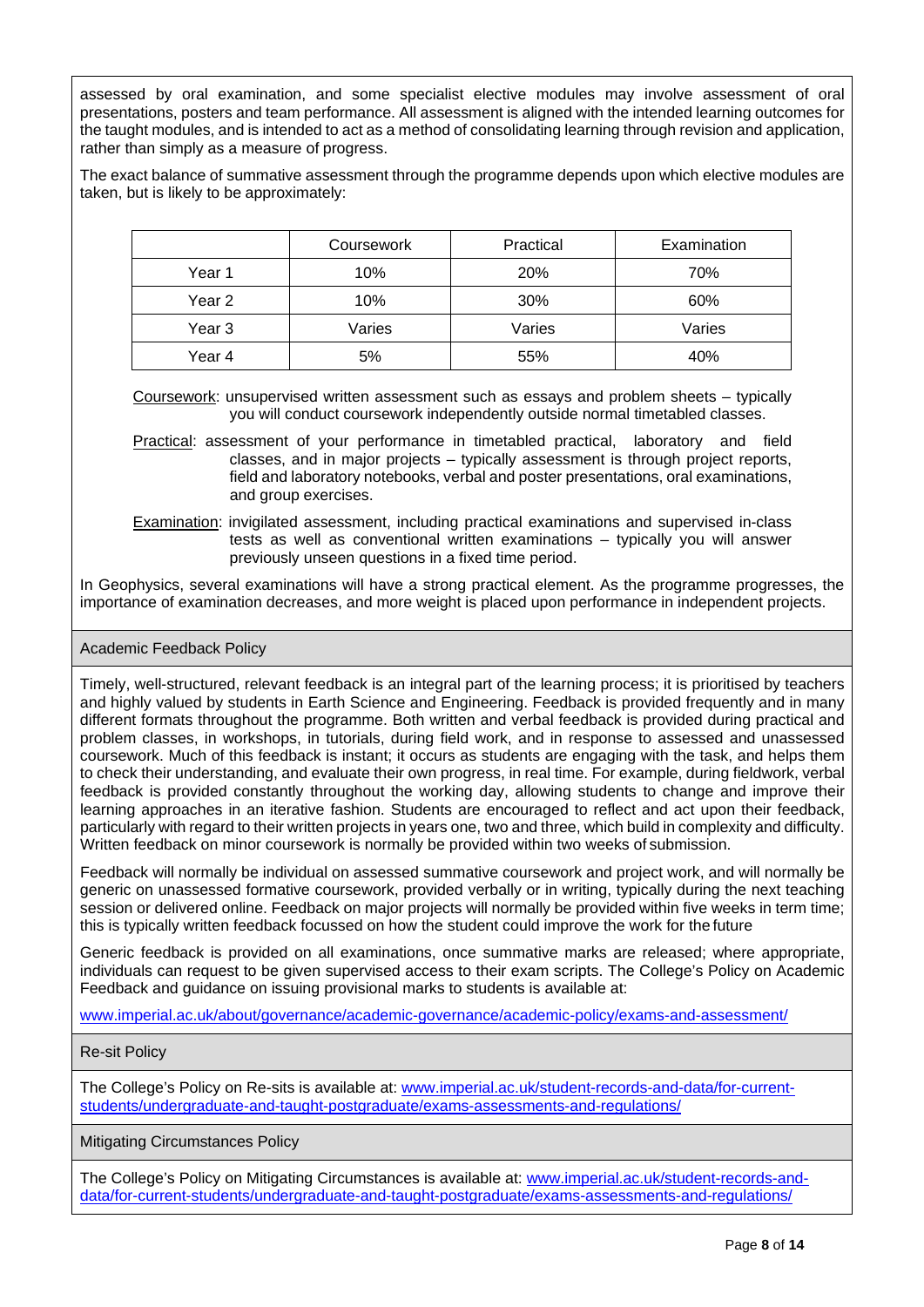assessed by oral examination, and some specialist elective modules may involve assessment of oral presentations, posters and team performance. All assessment is aligned with the intended learning outcomes for the taught modules, and is intended to act as a method of consolidating learning through revision and application, rather than simply as a measure of progress.

The exact balance of summative assessment through the programme depends upon which elective modules are taken, but is likely to be approximately:

| | Coursework | Practical | Examination |
|---|---|---|---|
| Year 1 | 10% | 20% | 70% |
| Year 2 | 10% | 30% | 60% |
| Year 3 | Varies | Varies | Varies |
| Year 4 | 5% | 55% | 40% |

Coursework: unsupervised written assessment such as essays and problem sheets – typically you will conduct coursework independently outside normal timetabled classes.

Practical: assessment of your performance in timetabled practical, laboratory and field classes, and in major projects – typically assessment is through project reports, field and laboratory notebooks, verbal and poster presentations, oral examinations, and group exercises.

Examination: invigilated assessment, including practical examinations and supervised in-class tests as well as conventional written examinations – typically you will answer previously unseen questions in a fixed time period.

In Geophysics, several examinations will have a strong practical element. As the programme progresses, the importance of examination decreases, and more weight is placed upon performance in independent projects.

## Academic Feedback Policy

Timely, well-structured, relevant feedback is an integral part of the learning process; it is prioritised by teachers and highly valued by students in Earth Science and Engineering. Feedback is provided frequently and in many different formats throughout the programme. Both written and verbal feedback is provided during practical and problem classes, in workshops, in tutorials, during field work, and in response to assessed and unassessed coursework. Much of this feedback is instant; it occurs as students are engaging with the task, and helps them to check their understanding, and evaluate their own progress, in real time. For example, during fieldwork, verbal feedback is provided constantly throughout the working day, allowing students to change and improve their learning approaches in an iterative fashion. Students are encouraged to reflect and act upon their feedback, particularly with regard to their written projects in years one, two and three, which build in complexity and difficulty. Written feedback on minor coursework is normally be provided within two weeks of submission.

Feedback will normally be individual on assessed summative coursework and project work, and will normally be generic on unassessed formative coursework, provided verbally or in writing, typically during the next teaching session or delivered online. Feedback on major projects will normally be provided within five weeks in term time; this is typically written feedback focussed on how the student could improve the work for the future

Generic feedback is provided on all examinations, once summative marks are released; where appropriate, individuals can request to be given supervised access to their exam scripts. The College's Policy on Academic Feedback and guidance on issuing provisional marks to students is available at:

www.imperial.ac.uk/about/governance/academic-governance/academic-policy/exams-and-assessment/

## Re-sit Policy

The College's Policy on Re-sits is available at: www.imperial.ac.uk/student-records-and-data/for-current-students/undergraduate-and-taught-postgraduate/exams-assessments-and-regulations/

## Mitigating Circumstances Policy

The College's Policy on Mitigating Circumstances is available at: www.imperial.ac.uk/student-records-and-data/for-current-students/undergraduate-and-taught-postgraduate/exams-assessments-and-regulations/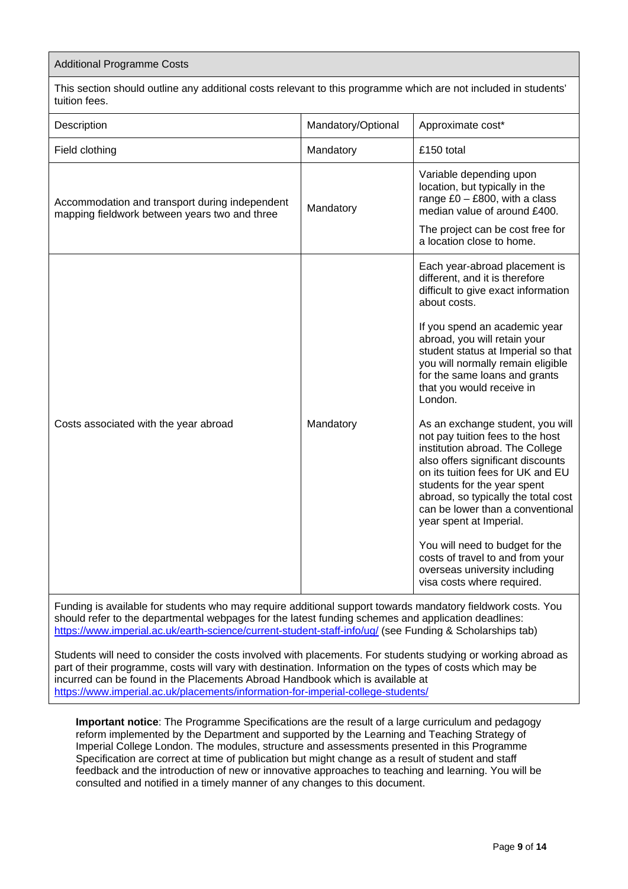## Additional Programme Costs

This section should outline any additional costs relevant to this programme which are not included in students' tuition fees.

| Description | Mandatory/Optional | Approximate cost* |
|---|---|---|
| Field clothing | Mandatory | £150 total |
| Accommodation and transport during independent mapping fieldwork between years two and three | Mandatory | Variable depending upon location, but typically in the range £0 – £800, with a class median value of around £400.<br><br>The project can be cost free for a location close to home. |
| Costs associated with the year abroad | Mandatory | Each year-abroad placement is different, and it is therefore difficult to give exact information about costs.<br><br>If you spend an academic year abroad, you will retain your student status at Imperial so that you will normally remain eligible for the same loans and grants that you would receive in London.<br><br>As an exchange student, you will not pay tuition fees to the host institution abroad. The College also offers significant discounts on its tuition fees for UK and EU students for the year spent abroad, so typically the total cost can be lower than a conventional year spent at Imperial.<br><br>You will need to budget for the costs of travel to and from your overseas university including visa costs where required. |

Funding is available for students who may require additional support towards mandatory fieldwork costs. You should refer to the departmental webpages for the latest funding schemes and application deadlines: https://www.imperial.ac.uk/earth-science/current-student-staff-info/ug/ (see Funding & Scholarships tab)

Students will need to consider the costs involved with placements. For students studying or working abroad as part of their programme, costs will vary with destination. Information on the types of costs which may be incurred can be found in the Placements Abroad Handbook which is available at https://www.imperial.ac.uk/placements/information-for-imperial-college-students/

**Important notice**: The Programme Specifications are the result of a large curriculum and pedagogy reform implemented by the Department and supported by the Learning and Teaching Strategy of Imperial College London. The modules, structure and assessments presented in this Programme Specification are correct at time of publication but might change as a result of student and staff feedback and the introduction of new or innovative approaches to teaching and learning. You will be consulted and notified in a timely manner of any changes to this document.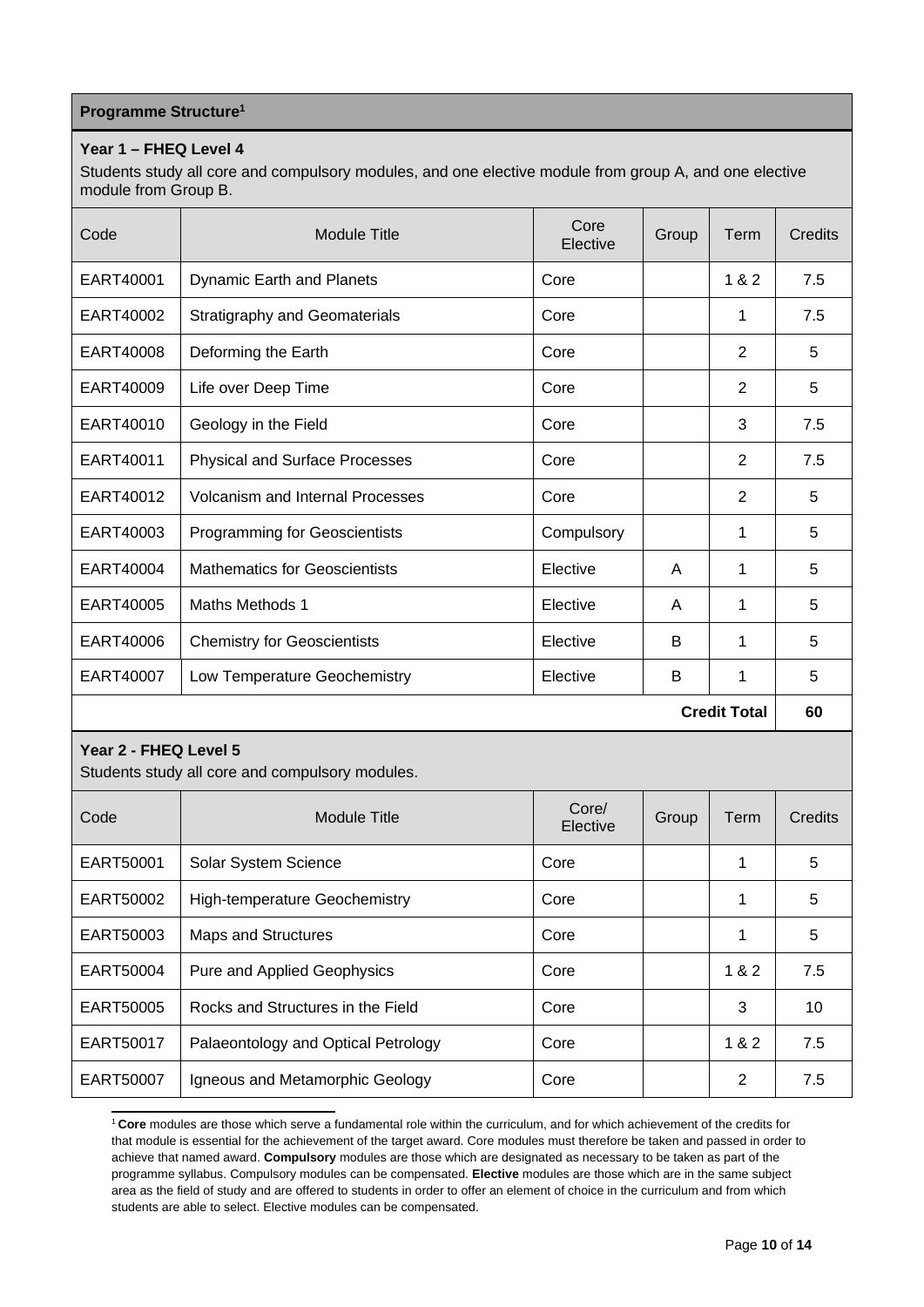## Programme Structure[1]

### Year 1 – FHEQ Level 4

Students study all core and compulsory modules, and one elective module from group A, and one elective module from Group B.

| Code | Module Title | Core Elective | Group | Term | Credits |
|---|---|---|---|---|---|
| EART40001 | Dynamic Earth and Planets | Core | | 1 & 2 | 7.5 |
| EART40002 | Stratigraphy and Geomaterials | Core | | 1 | 7.5 |
| EART40008 | Deforming the Earth | Core | | 2 | 5 |
| EART40009 | Life over Deep Time | Core | | 2 | 5 |
| EART40010 | Geology in the Field | Core | | 3 | 7.5 |
| EART40011 | Physical and Surface Processes | Core | | 2 | 7.5 |
| EART40012 | Volcanism and Internal Processes | Core | | 2 | 5 |
| EART40003 | Programming for Geoscientists | Compulsory | | 1 | 5 |
| EART40004 | Mathematics for Geoscientists | Elective | A | 1 | 5 |
| EART40005 | Maths Methods 1 | Elective | A | 1 | 5 |
| EART40006 | Chemistry for Geoscientists | Elective | B | 1 | 5 |
| EART40007 | Low Temperature Geochemistry | Elective | B | 1 | 5 |
| | | | | **Credit Total** | **60** |

### Year 2 - FHEQ Level 5

Students study all core and compulsory modules.

| Code | Module Title | Core/ Elective | Group | Term | Credits |
|---|---|---|---|---|---|
| EART50001 | Solar System Science | Core | | 1 | 5 |
| EART50002 | High-temperature Geochemistry | Core | | 1 | 5 |
| EART50003 | Maps and Structures | Core | | 1 | 5 |
| EART50004 | Pure and Applied Geophysics | Core | | 1 & 2 | 7.5 |
| EART50005 | Rocks and Structures in the Field | Core | | 3 | 10 |
| EART50017 | Palaeontology and Optical Petrology | Core | | 1 & 2 | 7.5 |
| EART50007 | Igneous and Metamorphic Geology | Core | | 2 | 7.5 |

[1] **Core** modules are those which serve a fundamental role within the curriculum, and for which achievement of the credits for that module is essential for the achievement of the target award. Core modules must therefore be taken and passed in order to achieve that named award. **Compulsory** modules are those which are designated as necessary to be taken as part of the programme syllabus. Compulsory modules can be compensated. **Elective** modules are those which are in the same subject area as the field of study and are offered to students in order to offer an element of choice in the curriculum and from which students are able to select. Elective modules can be compensated.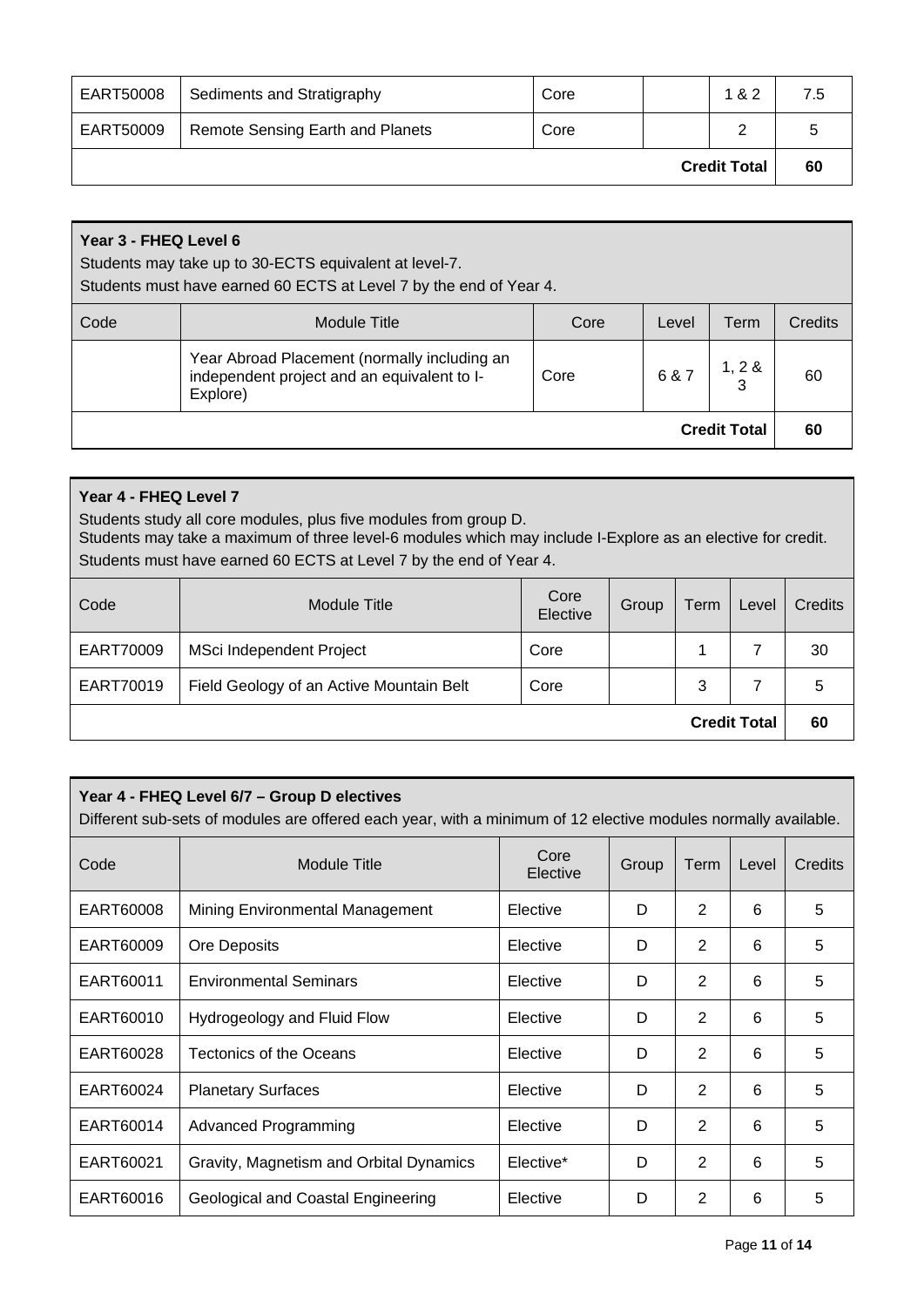| | | | | | |
|---|---|---|---|---|---|
| EART50008 | Sediments and Stratigraphy | Core | | 1 & 2 | 7.5 |
| EART50009 | Remote Sensing Earth and Planets | Core | | 2 | 5 |
| | | | | **Credit Total** | **60** |

**Year 3 - FHEQ Level 6**
Students may take up to 30-ECTS equivalent at level-7.
Students must have earned 60 ECTS at Level 7 by the end of Year 4.

| Code | Module Title | Core | Level | Term | Credits |
|---|---|---|---|---|---|
| | Year Abroad Placement (normally including an independent project and an equivalent to I-Explore) | Core | 6 & 7 | 1, 2 & 3 | 60 |
| | | | | **Credit Total** | **60** |

**Year 4 - FHEQ Level 7**
Students study all core modules, plus five modules from group D.
Students may take a maximum of three level-6 modules which may include I-Explore as an elective for credit.
Students must have earned 60 ECTS at Level 7 by the end of Year 4.

| Code | Module Title | Core Elective | Group | Term | Level | Credits |
|---|---|---|---|---|---|---|
| EART70009 | MSci Independent Project | Core | | 1 | 7 | 30 |
| EART70019 | Field Geology of an Active Mountain Belt | Core | | 3 | 7 | 5 |
| | | | | | **Credit Total** | **60** |

**Year 4 - FHEQ Level 6/7 – Group D electives**
Different sub-sets of modules are offered each year, with a minimum of 12 elective modules normally available.

| Code | Module Title | Core Elective | Group | Term | Level | Credits |
|---|---|---|---|---|---|---|
| EART60008 | Mining Environmental Management | Elective | D | 2 | 6 | 5 |
| EART60009 | Ore Deposits | Elective | D | 2 | 6 | 5 |
| EART60011 | Environmental Seminars | Elective | D | 2 | 6 | 5 |
| EART60010 | Hydrogeology and Fluid Flow | Elective | D | 2 | 6 | 5 |
| EART60028 | Tectonics of the Oceans | Elective | D | 2 | 6 | 5 |
| EART60024 | Planetary Surfaces | Elective | D | 2 | 6 | 5 |
| EART60014 | Advanced Programming | Elective | D | 2 | 6 | 5 |
| EART60021 | Gravity, Magnetism and Orbital Dynamics | Elective* | D | 2 | 6 | 5 |
| EART60016 | Geological and Coastal Engineering | Elective | D | 2 | 6 | 5 |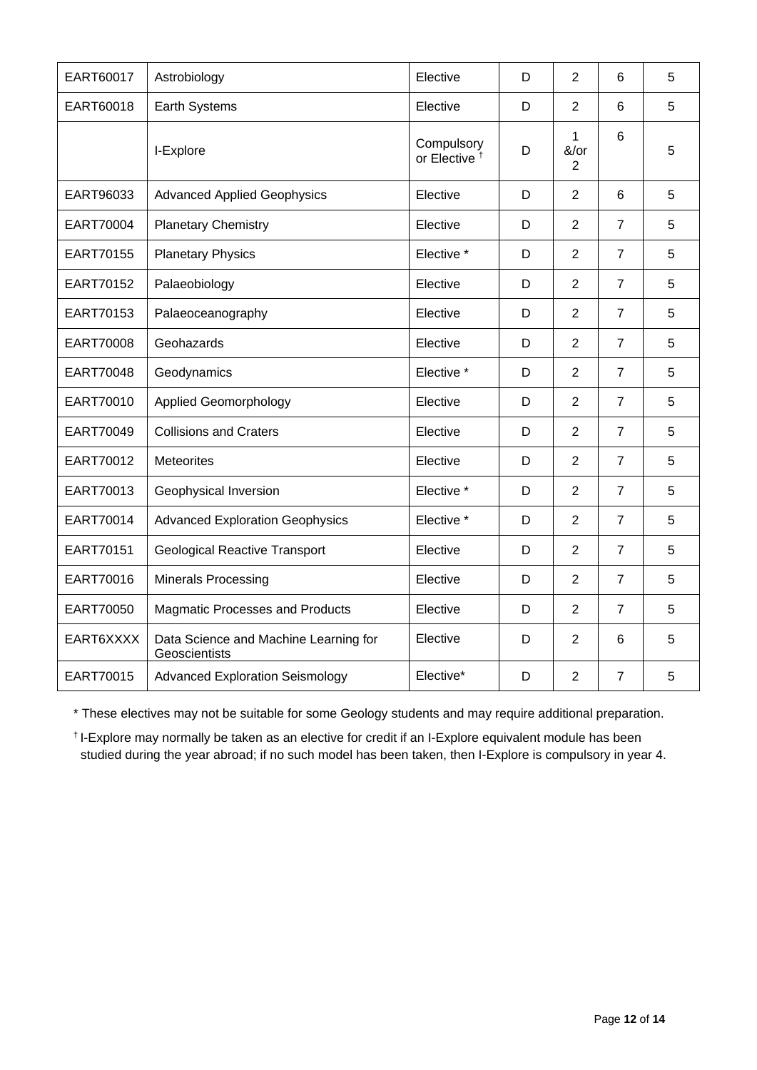| EART60017 | Astrobiology | Elective | D | 2 | 6 | 5 |
|---|---|---|---|---|---|---|
| EART60018 | Earth Systems | Elective | D | 2 | 6 | 5 |
| | I-Explore | Compulsory or Elective † | D | 1 &/or 2 | 6 | 5 |
| EART96033 | Advanced Applied Geophysics | Elective | D | 2 | 6 | 5 |
| EART70004 | Planetary Chemistry | Elective | D | 2 | 7 | 5 |
| EART70155 | Planetary Physics | Elective * | D | 2 | 7 | 5 |
| EART70152 | Palaeobiology | Elective | D | 2 | 7 | 5 |
| EART70153 | Palaeoceanography | Elective | D | 2 | 7 | 5 |
| EART70008 | Geohazards | Elective | D | 2 | 7 | 5 |
| EART70048 | Geodynamics | Elective * | D | 2 | 7 | 5 |
| EART70010 | Applied Geomorphology | Elective | D | 2 | 7 | 5 |
| EART70049 | Collisions and Craters | Elective | D | 2 | 7 | 5 |
| EART70012 | Meteorites | Elective | D | 2 | 7 | 5 |
| EART70013 | Geophysical Inversion | Elective * | D | 2 | 7 | 5 |
| EART70014 | Advanced Exploration Geophysics | Elective * | D | 2 | 7 | 5 |
| EART70151 | Geological Reactive Transport | Elective | D | 2 | 7 | 5 |
| EART70016 | Minerals Processing | Elective | D | 2 | 7 | 5 |
| EART70050 | Magmatic Processes and Products | Elective | D | 2 | 7 | 5 |
| EART6XXXX | Data Science and Machine Learning for Geoscientists | Elective | D | 2 | 6 | 5 |
| EART70015 | Advanced Exploration Seismology | Elective* | D | 2 | 7 | 5 |

* These electives may not be suitable for some Geology students and may require additional preparation.

† I-Explore may normally be taken as an elective for credit if an I-Explore equivalent module has been studied during the year abroad; if no such model has been taken, then I-Explore is compulsory in year 4.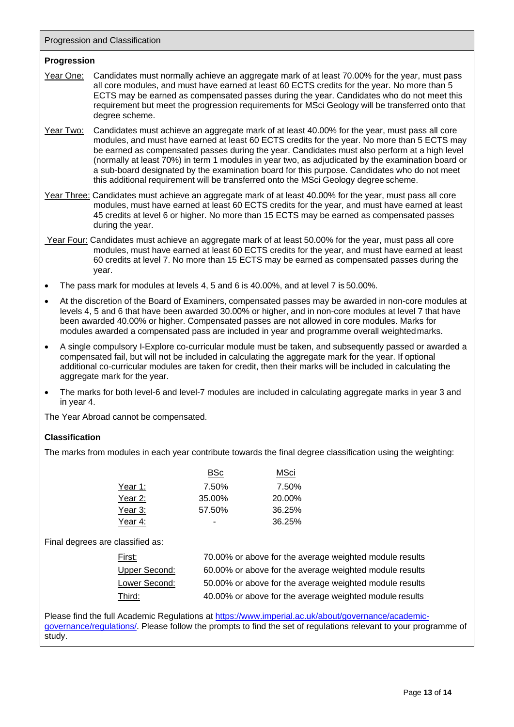## Progression and Classification

### Progression

Year One: Candidates must normally achieve an aggregate mark of at least 70.00% for the year, must pass all core modules, and must have earned at least 60 ECTS credits for the year. No more than 5 ECTS may be earned as compensated passes during the year. Candidates who do not meet this requirement but meet the progression requirements for MSci Geology will be transferred onto that degree scheme.

Year Two: Candidates must achieve an aggregate mark of at least 40.00% for the year, must pass all core modules, and must have earned at least 60 ECTS credits for the year. No more than 5 ECTS may be earned as compensated passes during the year. Candidates must also perform at a high level (normally at least 70%) in term 1 modules in year two, as adjudicated by the examination board or a sub-board designated by the examination board for this purpose. Candidates who do not meet this additional requirement will be transferred onto the MSci Geology degree scheme.

Year Three: Candidates must achieve an aggregate mark of at least 40.00% for the year, must pass all core modules, must have earned at least 60 ECTS credits for the year, and must have earned at least 45 credits at level 6 or higher. No more than 15 ECTS may be earned as compensated passes during the year.

Year Four: Candidates must achieve an aggregate mark of at least 50.00% for the year, must pass all core modules, must have earned at least 60 ECTS credits for the year, and must have earned at least 60 credits at level 7. No more than 15 ECTS may be earned as compensated passes during the year.

- The pass mark for modules at levels 4, 5 and 6 is 40.00%, and at level 7 is 50.00%.
- At the discretion of the Board of Examiners, compensated passes may be awarded in non-core modules at levels 4, 5 and 6 that have been awarded 30.00% or higher, and in non-core modules at level 7 that have been awarded 40.00% or higher. Compensated passes are not allowed in core modules. Marks for modules awarded a compensated pass are included in year and programme overall weighted marks.
- A single compulsory I-Explore co-curricular module must be taken, and subsequently passed or awarded a compensated fail, but will not be included in calculating the aggregate mark for the year. If optional additional co-curricular modules are taken for credit, then their marks will be included in calculating the aggregate mark for the year.
- The marks for both level-6 and level-7 modules are included in calculating aggregate marks in year 3 and in year 4.

The Year Abroad cannot be compensated.

### Classification

The marks from modules in each year contribute towards the final degree classification using the weighting:

| | BSc | MSci |
|---|---|---|
| Year 1: | 7.50% | 7.50% |
| Year 2: | 35.00% | 20.00% |
| Year 3: | 57.50% | 36.25% |
| Year 4: | - | 36.25% |

Final degrees are classified as:

| | |
|---|---|
| First: | 70.00% or above for the average weighted module results |
| Upper Second: | 60.00% or above for the average weighted module results |
| Lower Second: | 50.00% or above for the average weighted module results |
| Third: | 40.00% or above for the average weighted module results |

Please find the full Academic Regulations at https://www.imperial.ac.uk/about/governance/academic-governance/regulations/. Please follow the prompts to find the set of regulations relevant to your programme of study.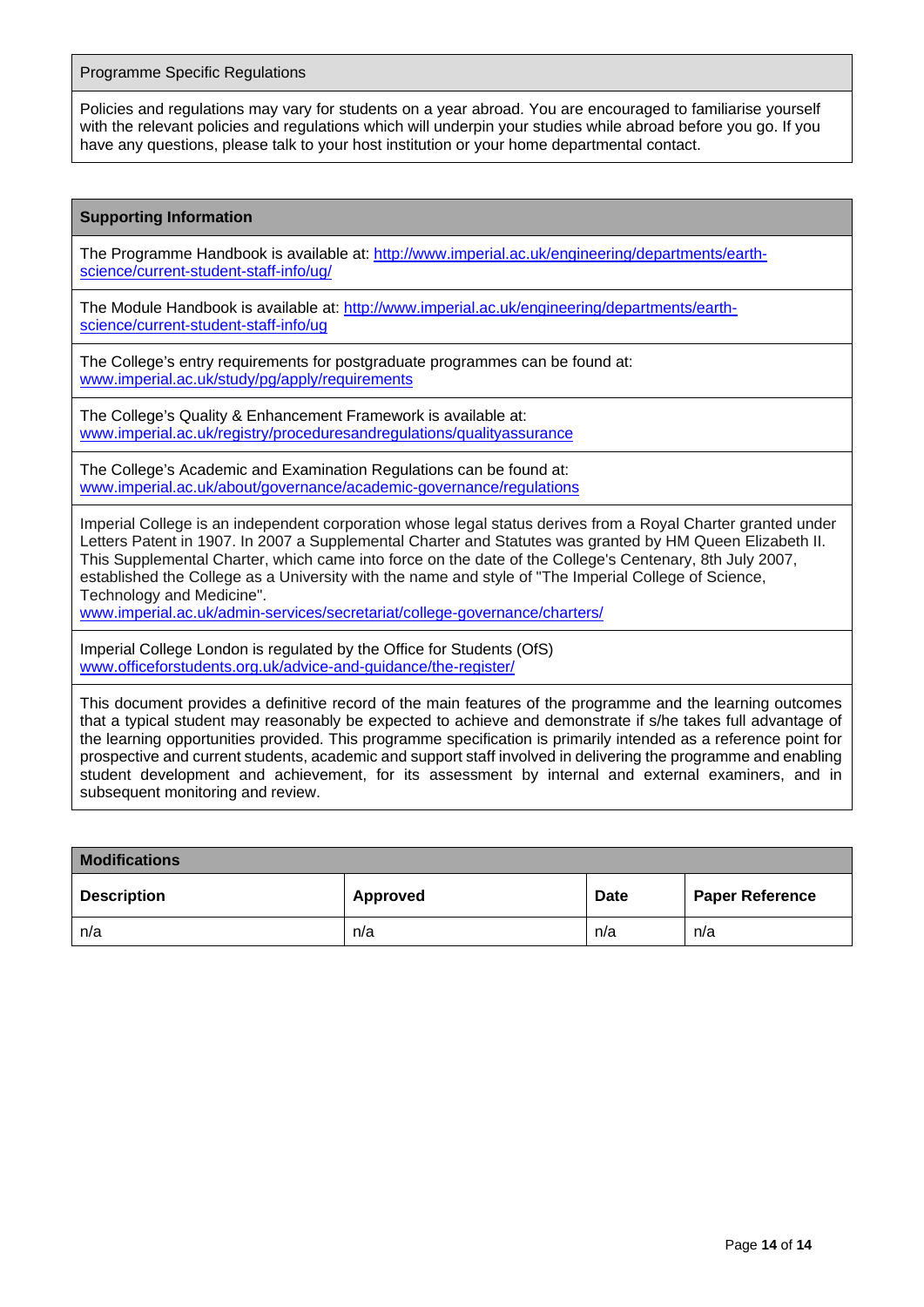| Programme Specific Regulations |
| --- |
| Policies and regulations may vary for students on a year abroad. You are encouraged to familiarise yourself with the relevant policies and regulations which will underpin your studies while abroad before you go. If you have any questions, please talk to your host institution or your home departmental contact. |

| **Supporting Information** |
| --- |
| The Programme Handbook is available at: http://www.imperial.ac.uk/engineering/departments/earth-science/current-student-staff-info/ug/ |
| The Module Handbook is available at: http://www.imperial.ac.uk/engineering/departments/earth-science/current-student-staff-info/ug |
| The College's entry requirements for postgraduate programmes can be found at: www.imperial.ac.uk/study/pg/apply/requirements |
| The College's Quality & Enhancement Framework is available at: www.imperial.ac.uk/registry/proceduresandregulations/qualityassurance |
| The College's Academic and Examination Regulations can be found at: www.imperial.ac.uk/about/governance/academic-governance/regulations |
| Imperial College is an independent corporation whose legal status derives from a Royal Charter granted under Letters Patent in 1907. In 2007 a Supplemental Charter and Statutes was granted by HM Queen Elizabeth II. This Supplemental Charter, which came into force on the date of the College's Centenary, 8th July 2007, established the College as a University with the name and style of "The Imperial College of Science, Technology and Medicine". www.imperial.ac.uk/admin-services/secretariat/college-governance/charters/ |
| Imperial College London is regulated by the Office for Students (OfS) www.officeforstudents.org.uk/advice-and-guidance/the-register/ |
| This document provides a definitive record of the main features of the programme and the learning outcomes that a typical student may reasonably be expected to achieve and demonstrate if s/he takes full advantage of the learning opportunities provided. This programme specification is primarily intended as a reference point for prospective and current students, academic and support staff involved in delivering the programme and enabling student development and achievement, for its assessment by internal and external examiners, and in subsequent monitoring and review. |

| **Modifications** | | | |
| --- | --- | --- | --- |
| **Description** | **Approved** | **Date** | **Paper Reference** |
| n/a | n/a | n/a | n/a |